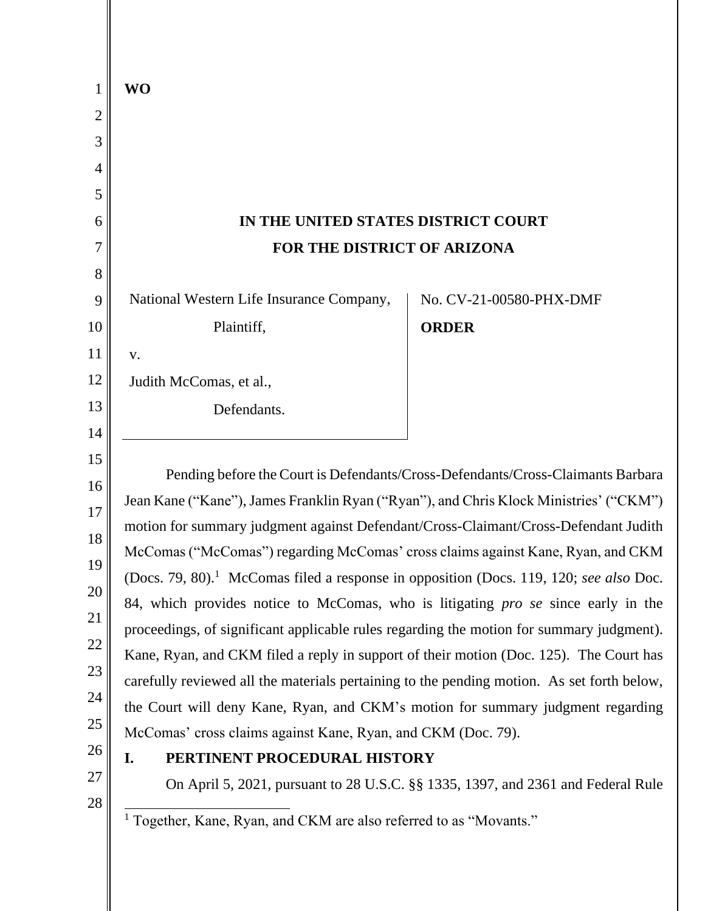**WO**

**IN THE UNITED STATES DISTRICT COURT**
**FOR THE DISTRICT OF ARIZONA**

| | |
|---|---|
| National Western Life Insurance Company,<br><br>Plaintiff,<br><br>v.<br><br>Judith McComas, et al.,<br><br>Defendants. | No. CV-21-00580-PHX-DMF<br><br>**ORDER** |

Pending before the Court is Defendants/Cross-Defendants/Cross-Claimants Barbara Jean Kane ("Kane"), James Franklin Ryan ("Ryan"), and Chris Klock Ministries' ("CKM") motion for summary judgment against Defendant/Cross-Claimant/Cross-Defendant Judith McComas ("McComas") regarding McComas' cross claims against Kane, Ryan, and CKM (Docs. 79, 80).[1] McComas filed a response in opposition (Docs. 119, 120; *see also* Doc. 84, which provides notice to McComas, who is litigating *pro se* since early in the proceedings, of significant applicable rules regarding the motion for summary judgment). Kane, Ryan, and CKM filed a reply in support of their motion (Doc. 125). The Court has carefully reviewed all the materials pertaining to the pending motion. As set forth below, the Court will deny Kane, Ryan, and CKM's motion for summary judgment regarding McComas' cross claims against Kane, Ryan, and CKM (Doc. 79).

## I. PERTINENT PROCEDURAL HISTORY

On April 5, 2021, pursuant to 28 U.S.C. §§ 1335, 1397, and 2361 and Federal Rule

[1] Together, Kane, Ryan, and CKM are also referred to as "Movants."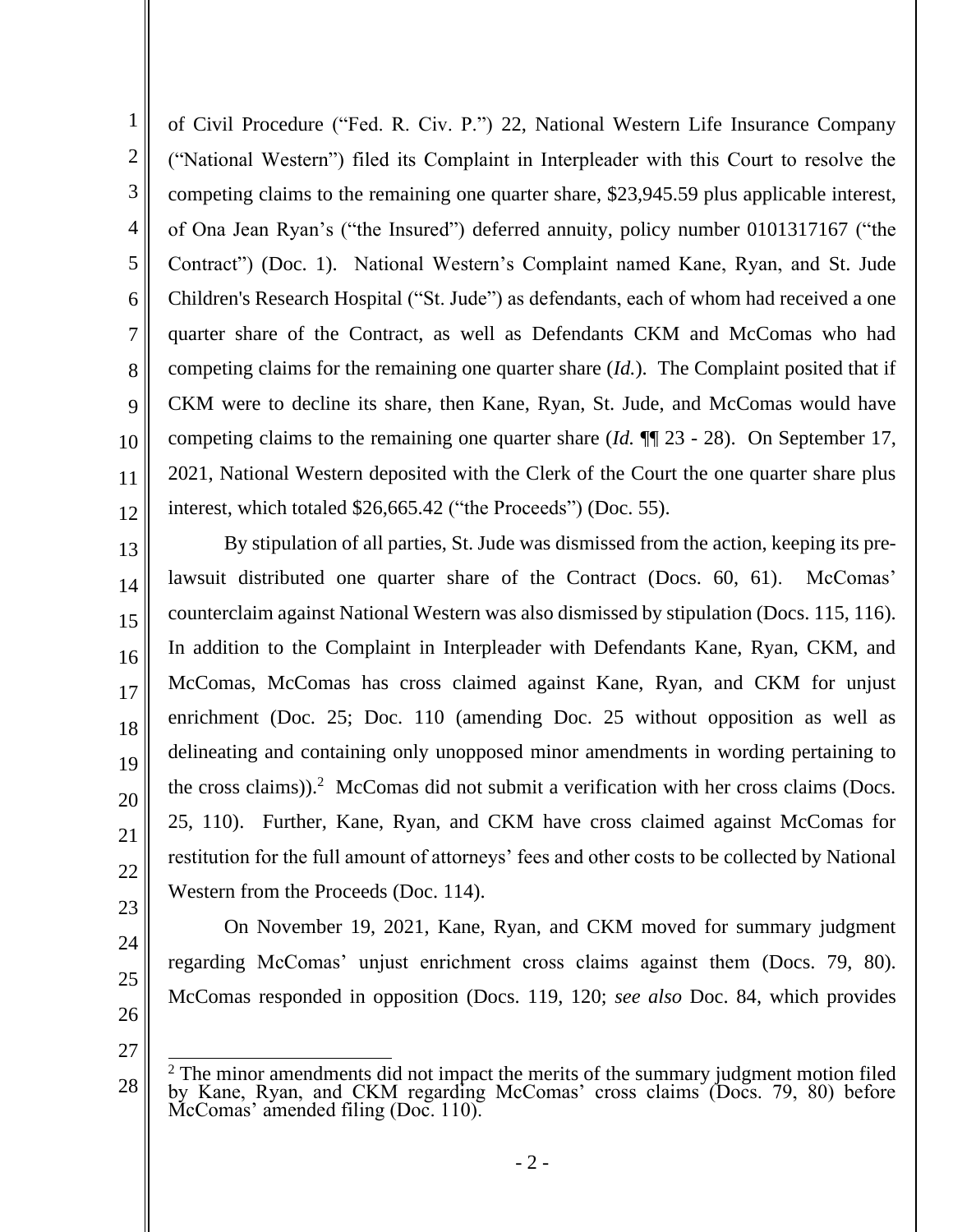of Civil Procedure ("Fed. R. Civ. P.") 22, National Western Life Insurance Company ("National Western") filed its Complaint in Interpleader with this Court to resolve the competing claims to the remaining one quarter share, $23,945.59 plus applicable interest, of Ona Jean Ryan's ("the Insured") deferred annuity, policy number 0101317167 ("the Contract") (Doc. 1). National Western's Complaint named Kane, Ryan, and St. Jude Children's Research Hospital ("St. Jude") as defendants, each of whom had received a one quarter share of the Contract, as well as Defendants CKM and McComas who had competing claims for the remaining one quarter share (*Id.*). The Complaint posited that if CKM were to decline its share, then Kane, Ryan, St. Jude, and McComas would have competing claims to the remaining one quarter share (*Id.* ¶¶ 23 - 28). On September 17, 2021, National Western deposited with the Clerk of the Court the one quarter share plus interest, which totaled $26,665.42 ("the Proceeds") (Doc. 55).

By stipulation of all parties, St. Jude was dismissed from the action, keeping its pre-lawsuit distributed one quarter share of the Contract (Docs. 60, 61). McComas' counterclaim against National Western was also dismissed by stipulation (Docs. 115, 116). In addition to the Complaint in Interpleader with Defendants Kane, Ryan, CKM, and McComas, McComas has cross claimed against Kane, Ryan, and CKM for unjust enrichment (Doc. 25; Doc. 110 (amending Doc. 25 without opposition as well as delineating and containing only unopposed minor amendments in wording pertaining to the cross claims)).[2] McComas did not submit a verification with her cross claims (Docs. 25, 110). Further, Kane, Ryan, and CKM have cross claimed against McComas for restitution for the full amount of attorneys' fees and other costs to be collected by National Western from the Proceeds (Doc. 114).

On November 19, 2021, Kane, Ryan, and CKM moved for summary judgment regarding McComas' unjust enrichment cross claims against them (Docs. 79, 80). McComas responded in opposition (Docs. 119, 120; *see also* Doc. 84, which provides

[2] The minor amendments did not impact the merits of the summary judgment motion filed by Kane, Ryan, and CKM regarding McComas' cross claims (Docs. 79, 80) before McComas' amended filing (Doc. 110).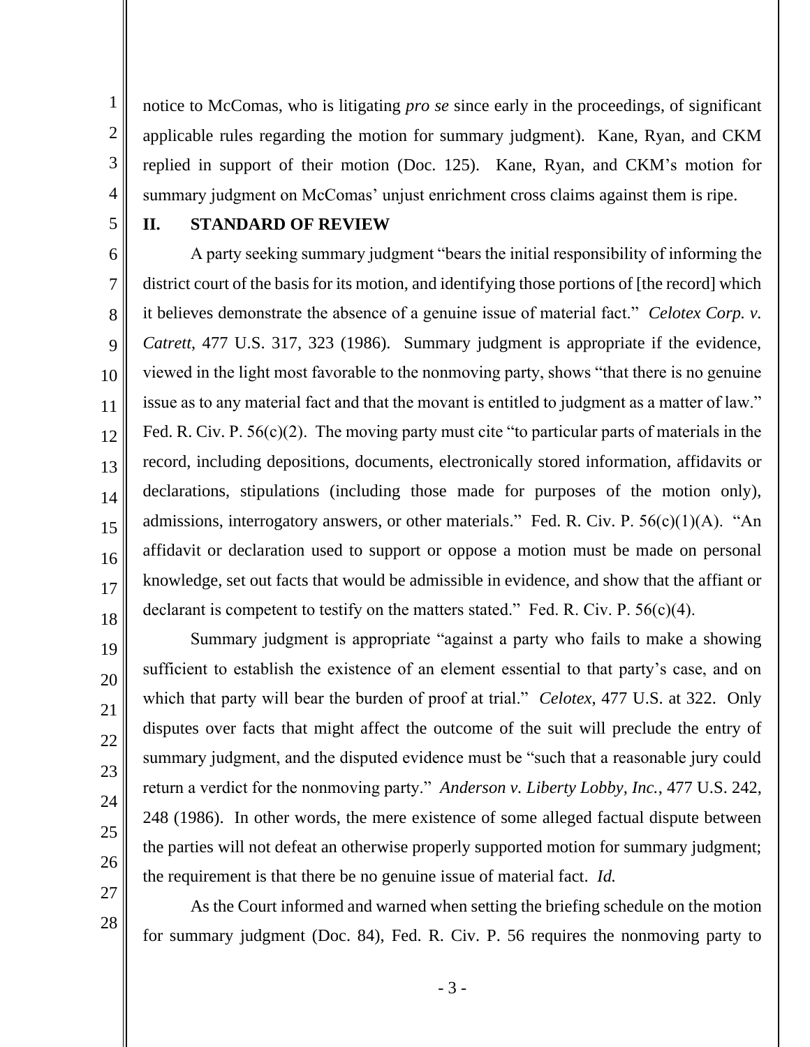notice to McComas, who is litigating *pro se* since early in the proceedings, of significant applicable rules regarding the motion for summary judgment). Kane, Ryan, and CKM replied in support of their motion (Doc. 125). Kane, Ryan, and CKM's motion for summary judgment on McComas' unjust enrichment cross claims against them is ripe.

## II. STANDARD OF REVIEW

A party seeking summary judgment "bears the initial responsibility of informing the district court of the basis for its motion, and identifying those portions of [the record] which it believes demonstrate the absence of a genuine issue of material fact." *Celotex Corp. v. Catrett*, 477 U.S. 317, 323 (1986). Summary judgment is appropriate if the evidence, viewed in the light most favorable to the nonmoving party, shows "that there is no genuine issue as to any material fact and that the movant is entitled to judgment as a matter of law." Fed. R. Civ. P. 56(c)(2). The moving party must cite "to particular parts of materials in the record, including depositions, documents, electronically stored information, affidavits or declarations, stipulations (including those made for purposes of the motion only), admissions, interrogatory answers, or other materials." Fed. R. Civ. P. 56(c)(1)(A). "An affidavit or declaration used to support or oppose a motion must be made on personal knowledge, set out facts that would be admissible in evidence, and show that the affiant or declarant is competent to testify on the matters stated." Fed. R. Civ. P. 56(c)(4).

Summary judgment is appropriate "against a party who fails to make a showing sufficient to establish the existence of an element essential to that party's case, and on which that party will bear the burden of proof at trial." *Celotex*, 477 U.S. at 322. Only disputes over facts that might affect the outcome of the suit will preclude the entry of summary judgment, and the disputed evidence must be "such that a reasonable jury could return a verdict for the nonmoving party." *Anderson v. Liberty Lobby, Inc.*, 477 U.S. 242, 248 (1986). In other words, the mere existence of some alleged factual dispute between the parties will not defeat an otherwise properly supported motion for summary judgment; the requirement is that there be no genuine issue of material fact. *Id.*

As the Court informed and warned when setting the briefing schedule on the motion for summary judgment (Doc. 84), Fed. R. Civ. P. 56 requires the nonmoving party to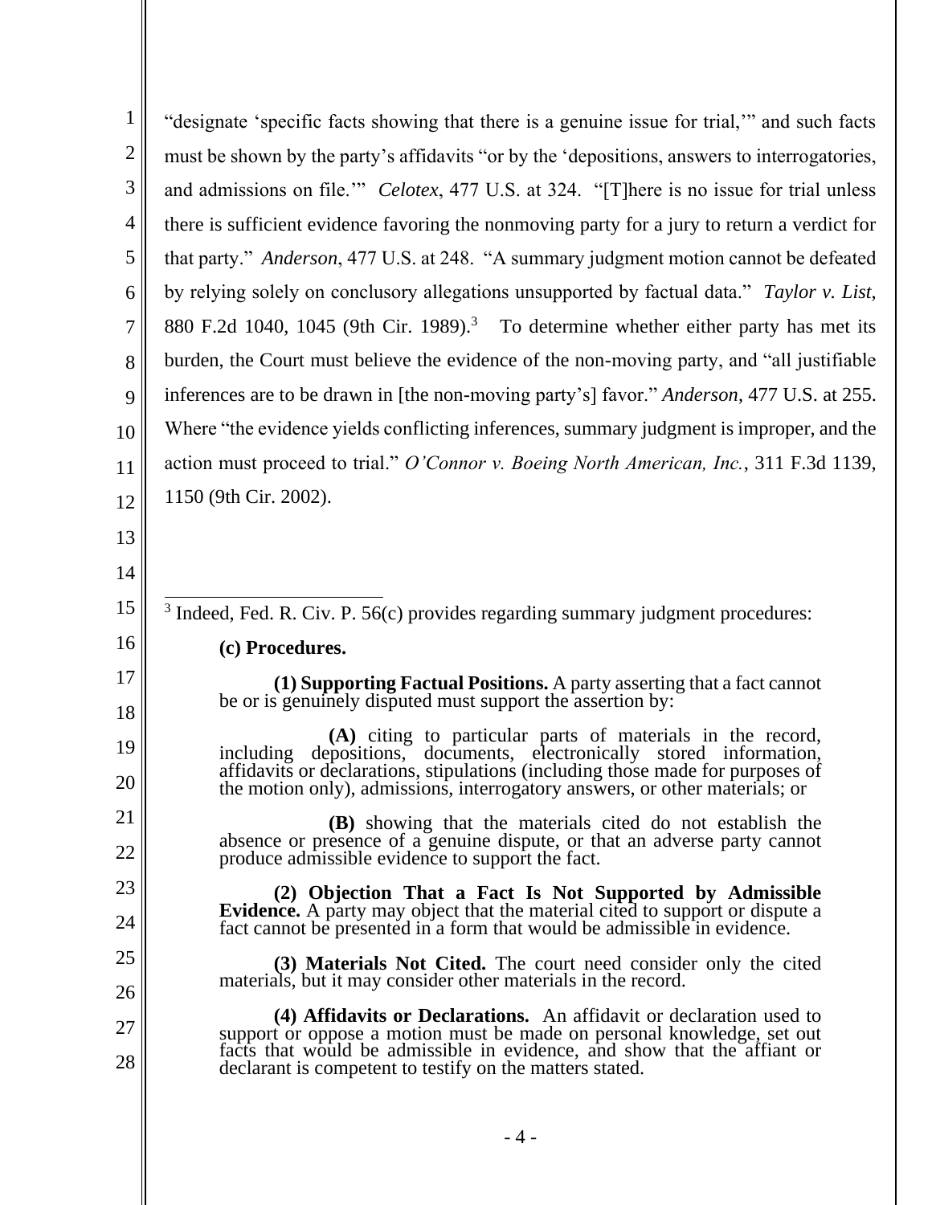"designate 'specific facts showing that there is a genuine issue for trial,'" and such facts must be shown by the party's affidavits "or by the 'depositions, answers to interrogatories, and admissions on file.'" *Celotex*, 477 U.S. at 324. "[T]here is no issue for trial unless there is sufficient evidence favoring the nonmoving party for a jury to return a verdict for that party." *Anderson*, 477 U.S. at 248. "A summary judgment motion cannot be defeated by relying solely on conclusory allegations unsupported by factual data." *Taylor v. List*, 880 F.2d 1040, 1045 (9th Cir. 1989).[3] To determine whether either party has met its burden, the Court must believe the evidence of the non-moving party, and "all justifiable inferences are to be drawn in [the non-moving party's] favor." *Anderson*, 477 U.S. at 255. Where "the evidence yields conflicting inferences, summary judgment is improper, and the action must proceed to trial." *O'Connor v. Boeing North American, Inc.*, 311 F.3d 1139, 1150 (9th Cir. 2002).

---

[3] Indeed, Fed. R. Civ. P. 56(c) provides regarding summary judgment procedures:

> **(c) Procedures.**
>
> **(1) Supporting Factual Positions.** A party asserting that a fact cannot be or is genuinely disputed must support the assertion by:
>
> **(A)** citing to particular parts of materials in the record, including depositions, documents, electronically stored information, affidavits or declarations, stipulations (including those made for purposes of the motion only), admissions, interrogatory answers, or other materials; or
>
> **(B)** showing that the materials cited do not establish the absence or presence of a genuine dispute, or that an adverse party cannot produce admissible evidence to support the fact.
>
> **(2) Objection That a Fact Is Not Supported by Admissible Evidence.** A party may object that the material cited to support or dispute a fact cannot be presented in a form that would be admissible in evidence.
>
> **(3) Materials Not Cited.** The court need consider only the cited materials, but it may consider other materials in the record.
>
> **(4) Affidavits or Declarations.** An affidavit or declaration used to support or oppose a motion must be made on personal knowledge, set out facts that would be admissible in evidence, and show that the affiant or declarant is competent to testify on the matters stated.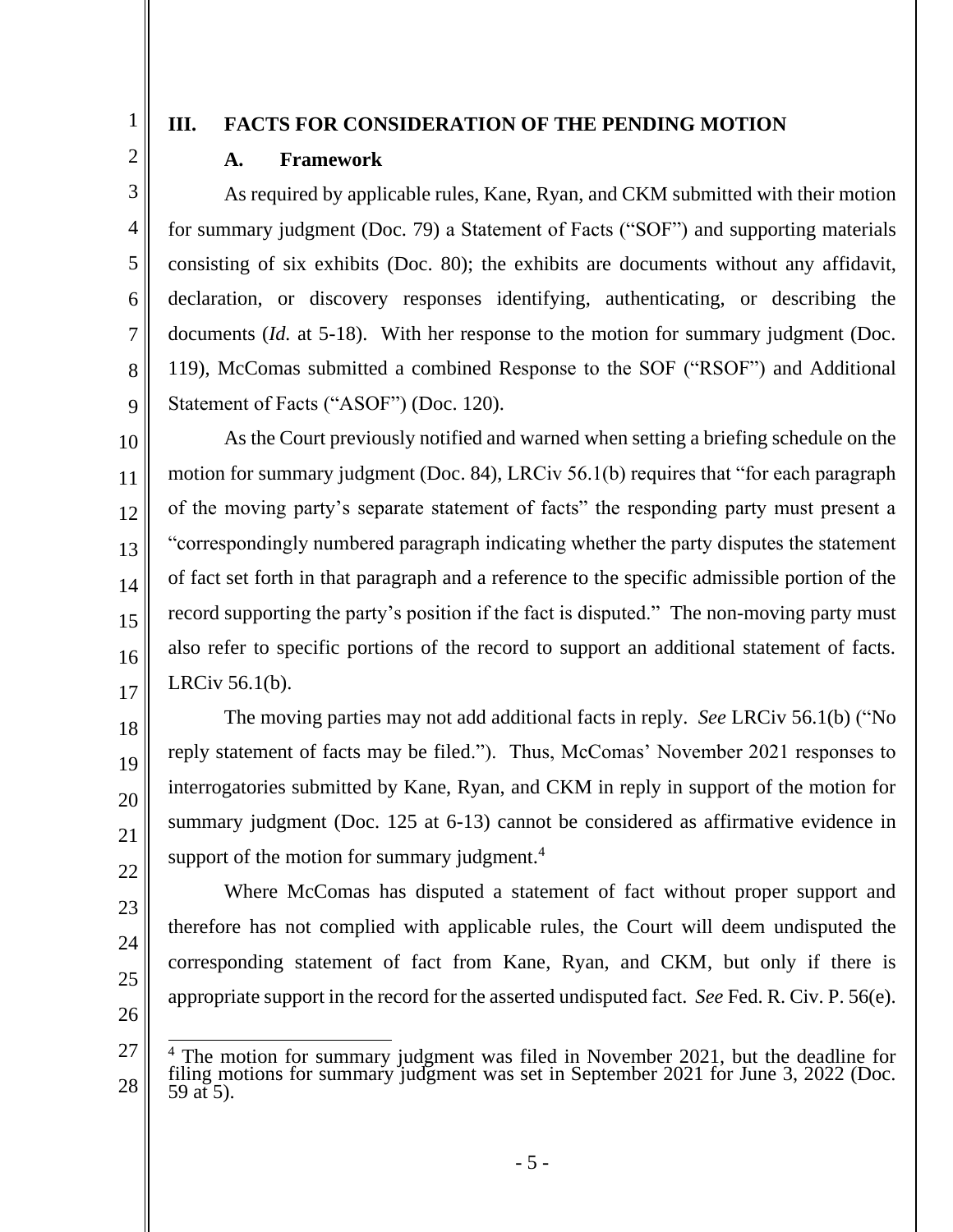## III. FACTS FOR CONSIDERATION OF THE PENDING MOTION

### A. Framework

As required by applicable rules, Kane, Ryan, and CKM submitted with their motion for summary judgment (Doc. 79) a Statement of Facts ("SOF") and supporting materials consisting of six exhibits (Doc. 80); the exhibits are documents without any affidavit, declaration, or discovery responses identifying, authenticating, or describing the documents (*Id.* at 5-18). With her response to the motion for summary judgment (Doc. 119), McComas submitted a combined Response to the SOF ("RSOF") and Additional Statement of Facts ("ASOF") (Doc. 120).

As the Court previously notified and warned when setting a briefing schedule on the motion for summary judgment (Doc. 84), LRCiv 56.1(b) requires that "for each paragraph of the moving party's separate statement of facts" the responding party must present a "correspondingly numbered paragraph indicating whether the party disputes the statement of fact set forth in that paragraph and a reference to the specific admissible portion of the record supporting the party's position if the fact is disputed." The non-moving party must also refer to specific portions of the record to support an additional statement of facts. LRCiv 56.1(b).

The moving parties may not add additional facts in reply. *See* LRCiv 56.1(b) ("No reply statement of facts may be filed."). Thus, McComas' November 2021 responses to interrogatories submitted by Kane, Ryan, and CKM in reply in support of the motion for summary judgment (Doc. 125 at 6-13) cannot be considered as affirmative evidence in support of the motion for summary judgment.[4]

Where McComas has disputed a statement of fact without proper support and therefore has not complied with applicable rules, the Court will deem undisputed the corresponding statement of fact from Kane, Ryan, and CKM, but only if there is appropriate support in the record for the asserted undisputed fact. *See* Fed. R. Civ. P. 56(e).

---

[4] The motion for summary judgment was filed in November 2021, but the deadline for filing motions for summary judgment was set in September 2021 for June 3, 2022 (Doc. 59 at 5).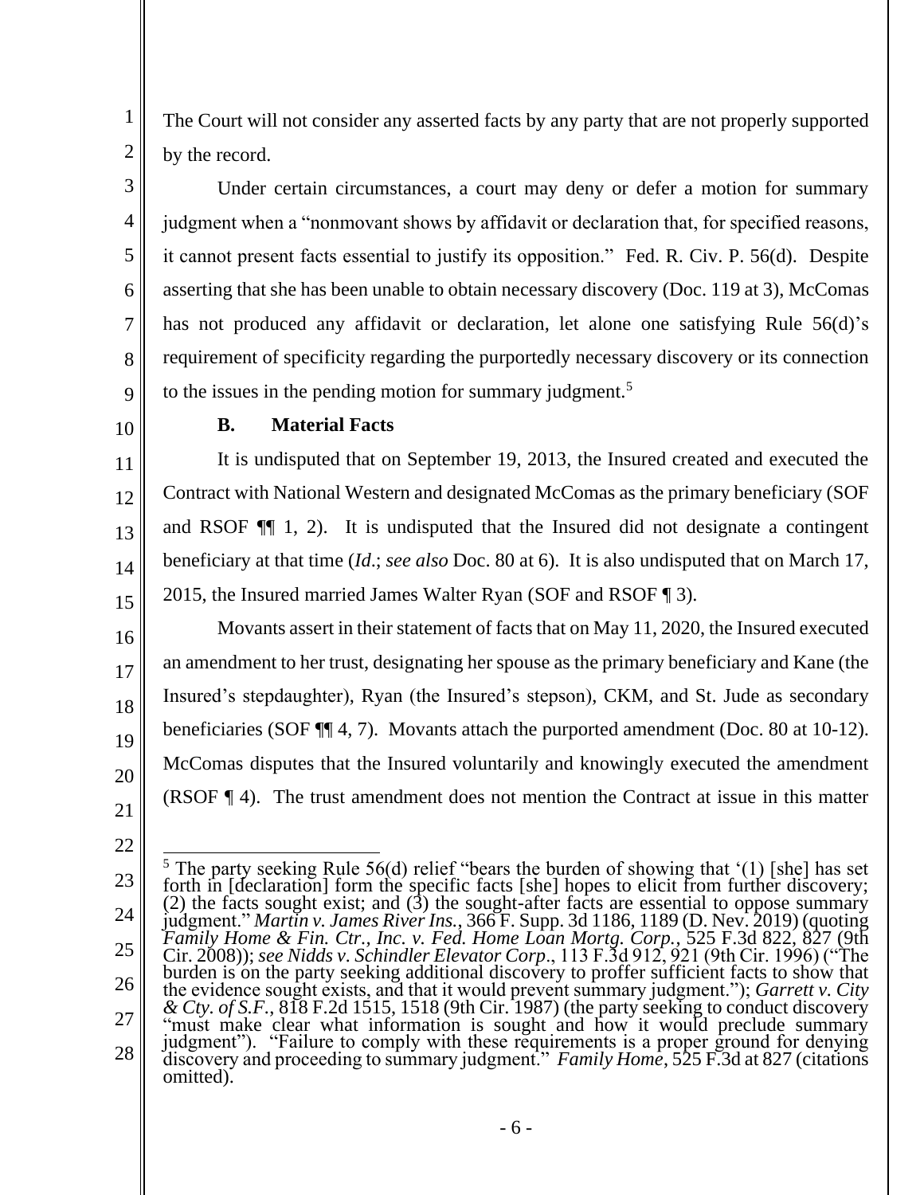The Court will not consider any asserted facts by any party that are not properly supported by the record.

Under certain circumstances, a court may deny or defer a motion for summary judgment when a "nonmovant shows by affidavit or declaration that, for specified reasons, it cannot present facts essential to justify its opposition." Fed. R. Civ. P. 56(d). Despite asserting that she has been unable to obtain necessary discovery (Doc. 119 at 3), McComas has not produced any affidavit or declaration, let alone one satisfying Rule 56(d)'s requirement of specificity regarding the purportedly necessary discovery or its connection to the issues in the pending motion for summary judgment.[5]

### B. Material Facts

It is undisputed that on September 19, 2013, the Insured created and executed the Contract with National Western and designated McComas as the primary beneficiary (SOF and RSOF ¶¶ 1, 2). It is undisputed that the Insured did not designate a contingent beneficiary at that time (*Id.*; *see also* Doc. 80 at 6). It is also undisputed that on March 17, 2015, the Insured married James Walter Ryan (SOF and RSOF ¶ 3).

Movants assert in their statement of facts that on May 11, 2020, the Insured executed an amendment to her trust, designating her spouse as the primary beneficiary and Kane (the Insured's stepdaughter), Ryan (the Insured's stepson), CKM, and St. Jude as secondary beneficiaries (SOF ¶¶ 4, 7). Movants attach the purported amendment (Doc. 80 at 10-12). McComas disputes that the Insured voluntarily and knowingly executed the amendment (RSOF ¶ 4). The trust amendment does not mention the Contract at issue in this matter

---

[5] The party seeking Rule 56(d) relief "bears the burden of showing that '(1) [she] has set forth in [declaration] form the specific facts [she] hopes to elicit from further discovery; (2) the facts sought exist; and (3) the sought-after facts are essential to oppose summary judgment." *Martin v. James River Ins.*, 366 F. Supp. 3d 1186, 1189 (D. Nev. 2019) (quoting *Family Home & Fin. Ctr., Inc. v. Fed. Home Loan Mortg. Corp.*, 525 F.3d 822, 827 (9th Cir. 2008)); *see Nidds v. Schindler Elevator Corp*., 113 F.3d 912, 921 (9th Cir. 1996) ("The burden is on the party seeking additional discovery to proffer sufficient facts to show that the evidence sought exists, and that it would prevent summary judgment."); *Garrett v. City & Cty. of S.F.*, 818 F.2d 1515, 1518 (9th Cir. 1987) (the party seeking to conduct discovery "must make clear what information is sought and how it would preclude summary judgment"). "Failure to comply with these requirements is a proper ground for denying discovery and proceeding to summary judgment." *Family Home*, 525 F.3d at 827 (citations omitted).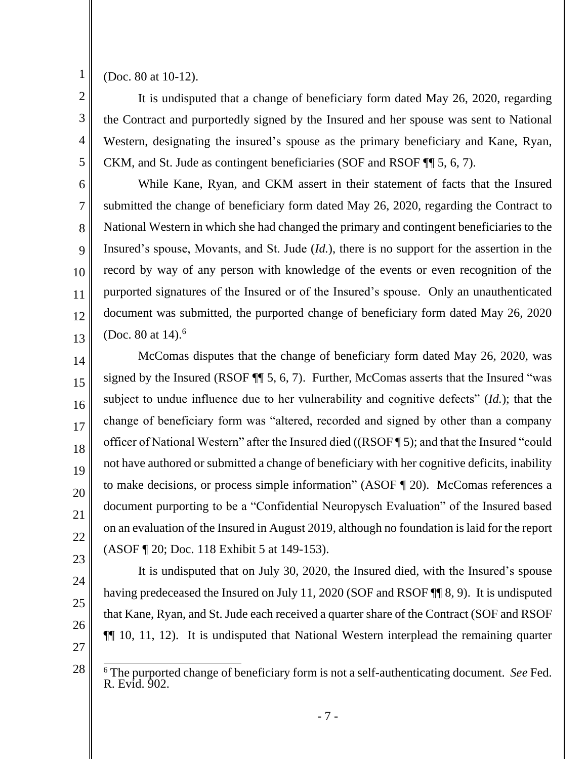(Doc. 80 at 10-12).

It is undisputed that a change of beneficiary form dated May 26, 2020, regarding the Contract and purportedly signed by the Insured and her spouse was sent to National Western, designating the insured's spouse as the primary beneficiary and Kane, Ryan, CKM, and St. Jude as contingent beneficiaries (SOF and RSOF ¶¶ 5, 6, 7).

While Kane, Ryan, and CKM assert in their statement of facts that the Insured submitted the change of beneficiary form dated May 26, 2020, regarding the Contract to National Western in which she had changed the primary and contingent beneficiaries to the Insured's spouse, Movants, and St. Jude (*Id.*), there is no support for the assertion in the record by way of any person with knowledge of the events or even recognition of the purported signatures of the Insured or of the Insured's spouse. Only an unauthenticated document was submitted, the purported change of beneficiary form dated May 26, 2020 (Doc. 80 at 14).[6]

McComas disputes that the change of beneficiary form dated May 26, 2020, was signed by the Insured (RSOF ¶¶ 5, 6, 7). Further, McComas asserts that the Insured "was subject to undue influence due to her vulnerability and cognitive defects" (*Id.*); that the change of beneficiary form was "altered, recorded and signed by other than a company officer of National Western" after the Insured died ((RSOF ¶ 5); and that the Insured "could not have authored or submitted a change of beneficiary with her cognitive deficits, inability to make decisions, or process simple information" (ASOF ¶ 20). McComas references a document purporting to be a "Confidential Neuropysch Evaluation" of the Insured based on an evaluation of the Insured in August 2019, although no foundation is laid for the report (ASOF ¶ 20; Doc. 118 Exhibit 5 at 149-153).

It is undisputed that on July 30, 2020, the Insured died, with the Insured's spouse having predeceased the Insured on July 11, 2020 (SOF and RSOF ¶¶ 8, 9). It is undisputed that Kane, Ryan, and St. Jude each received a quarter share of the Contract (SOF and RSOF ¶¶ 10, 11, 12). It is undisputed that National Western interplead the remaining quarter

---

[6] The purported change of beneficiary form is not a self-authenticating document. *See* Fed. R. Evid. 902.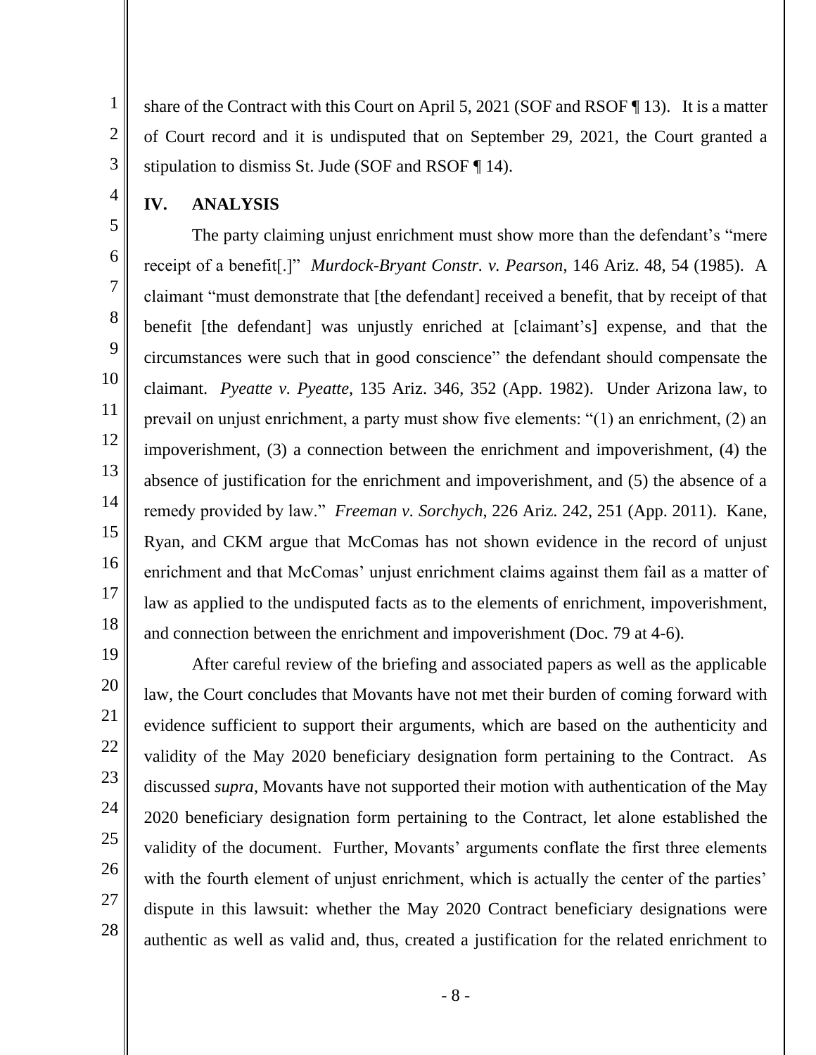share of the Contract with this Court on April 5, 2021 (SOF and RSOF ¶ 13). It is a matter of Court record and it is undisputed that on September 29, 2021, the Court granted a stipulation to dismiss St. Jude (SOF and RSOF ¶ 14).

## IV. ANALYSIS

The party claiming unjust enrichment must show more than the defendant's "mere receipt of a benefit[.]" *Murdock-Bryant Constr. v. Pearson*, 146 Ariz. 48, 54 (1985). A claimant "must demonstrate that [the defendant] received a benefit, that by receipt of that benefit [the defendant] was unjustly enriched at [claimant's] expense, and that the circumstances were such that in good conscience" the defendant should compensate the claimant. *Pyeatte v. Pyeatte*, 135 Ariz. 346, 352 (App. 1982). Under Arizona law, to prevail on unjust enrichment, a party must show five elements: "(1) an enrichment, (2) an impoverishment, (3) a connection between the enrichment and impoverishment, (4) the absence of justification for the enrichment and impoverishment, and (5) the absence of a remedy provided by law." *Freeman v. Sorchych*, 226 Ariz. 242, 251 (App. 2011). Kane, Ryan, and CKM argue that McComas has not shown evidence in the record of unjust enrichment and that McComas' unjust enrichment claims against them fail as a matter of law as applied to the undisputed facts as to the elements of enrichment, impoverishment, and connection between the enrichment and impoverishment (Doc. 79 at 4-6).

After careful review of the briefing and associated papers as well as the applicable law, the Court concludes that Movants have not met their burden of coming forward with evidence sufficient to support their arguments, which are based on the authenticity and validity of the May 2020 beneficiary designation form pertaining to the Contract. As discussed *supra*, Movants have not supported their motion with authentication of the May 2020 beneficiary designation form pertaining to the Contract, let alone established the validity of the document. Further, Movants' arguments conflate the first three elements with the fourth element of unjust enrichment, which is actually the center of the parties' dispute in this lawsuit: whether the May 2020 Contract beneficiary designations were authentic as well as valid and, thus, created a justification for the related enrichment to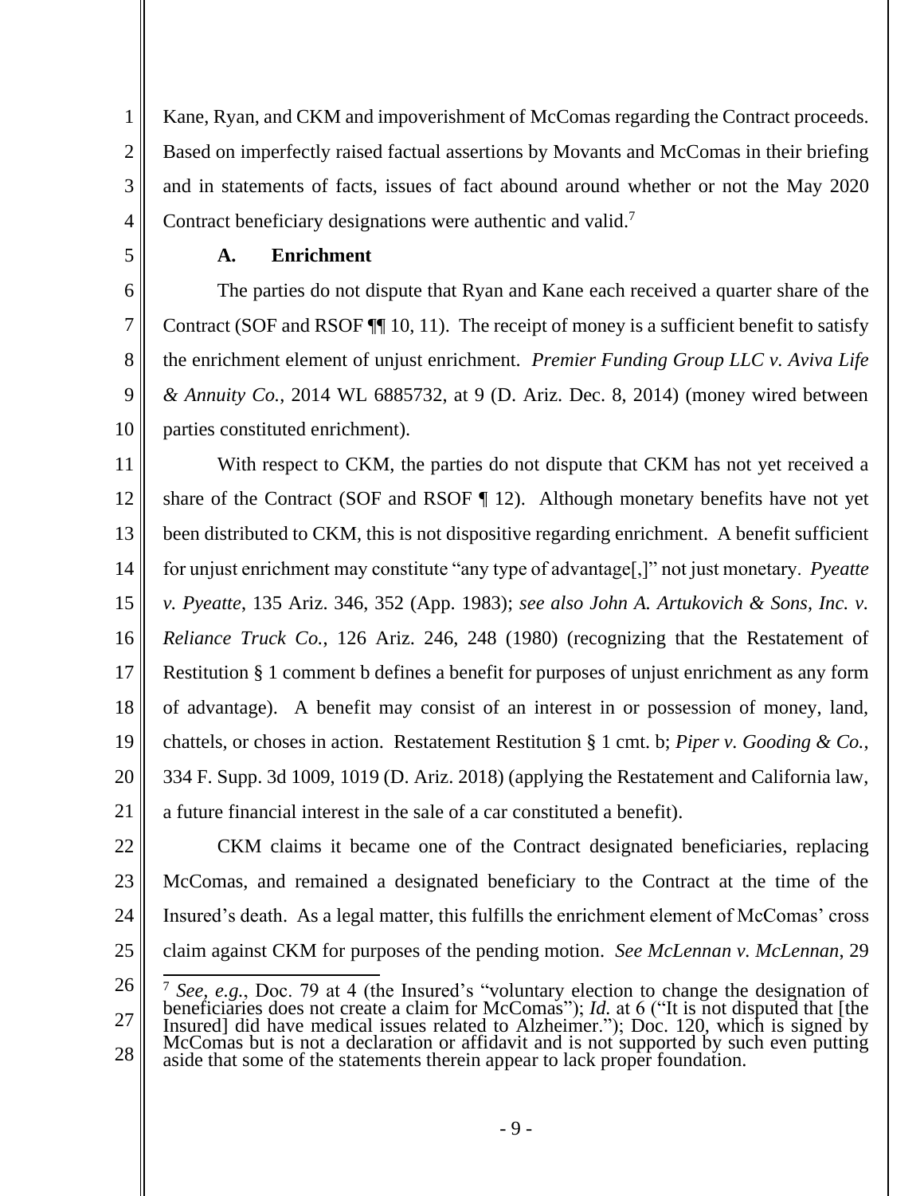Kane, Ryan, and CKM and impoverishment of McComas regarding the Contract proceeds. Based on imperfectly raised factual assertions by Movants and McComas in their briefing and in statements of facts, issues of fact abound around whether or not the May 2020 Contract beneficiary designations were authentic and valid.[7]

### A. Enrichment

The parties do not dispute that Ryan and Kane each received a quarter share of the Contract (SOF and RSOF ¶¶ 10, 11). The receipt of money is a sufficient benefit to satisfy the enrichment element of unjust enrichment. *Premier Funding Group LLC v. Aviva Life & Annuity Co.*, 2014 WL 6885732, at 9 (D. Ariz. Dec. 8, 2014) (money wired between parties constituted enrichment).

With respect to CKM, the parties do not dispute that CKM has not yet received a share of the Contract (SOF and RSOF ¶ 12). Although monetary benefits have not yet been distributed to CKM, this is not dispositive regarding enrichment. A benefit sufficient for unjust enrichment may constitute "any type of advantage[,]" not just monetary. *Pyeatte v. Pyeatte*, 135 Ariz. 346, 352 (App. 1983); *see also John A. Artukovich & Sons, Inc. v. Reliance Truck Co.*, 126 Ariz. 246, 248 (1980) (recognizing that the Restatement of Restitution § 1 comment b defines a benefit for purposes of unjust enrichment as any form of advantage). A benefit may consist of an interest in or possession of money, land, chattels, or choses in action. Restatement Restitution § 1 cmt. b; *Piper v. Gooding & Co.*, 334 F. Supp. 3d 1009, 1019 (D. Ariz. 2018) (applying the Restatement and California law, a future financial interest in the sale of a car constituted a benefit).

CKM claims it became one of the Contract designated beneficiaries, replacing McComas, and remained a designated beneficiary to the Contract at the time of the Insured's death. As a legal matter, this fulfills the enrichment element of McComas' cross claim against CKM for purposes of the pending motion. *See McLennan v. McLennan*, 29

[7] *See, e.g.*, Doc. 79 at 4 (the Insured's "voluntary election to change the designation of beneficiaries does not create a claim for McComas"); *Id.* at 6 ("It is not disputed that [the Insured] did have medical issues related to Alzheimer."); Doc. 120, which is signed by McComas but is not a declaration or affidavit and is not supported by such even putting aside that some of the statements therein appear to lack proper foundation.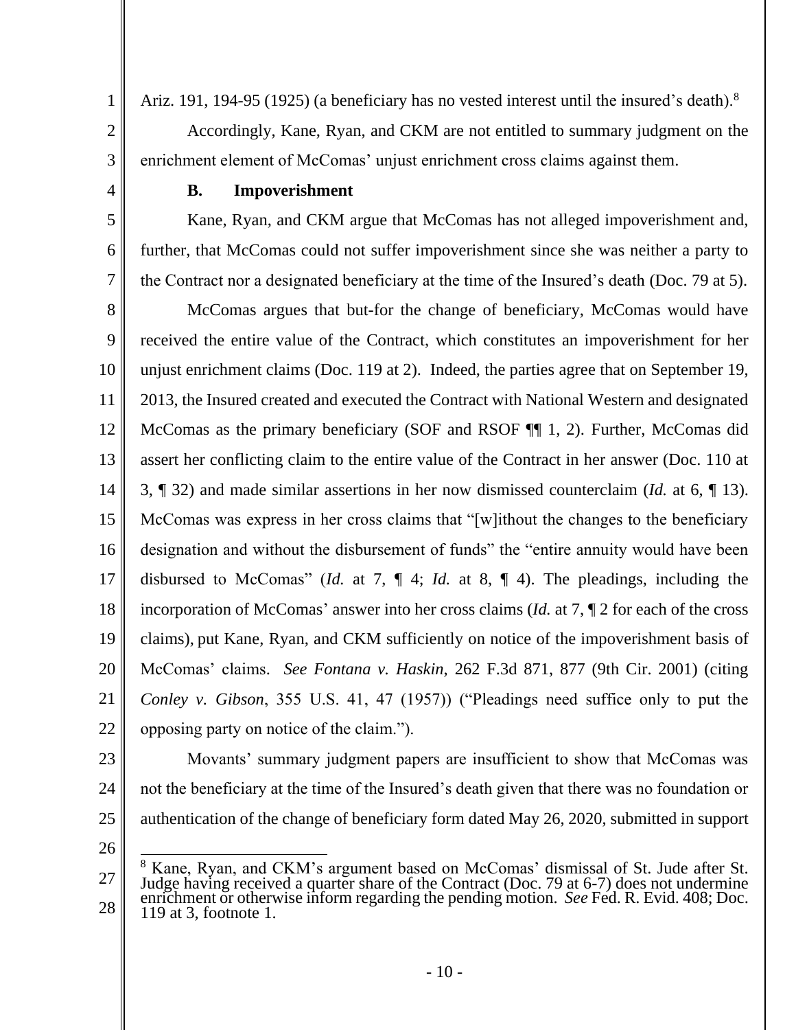Ariz. 191, 194-95 (1925) (a beneficiary has no vested interest until the insured's death).[8]

Accordingly, Kane, Ryan, and CKM are not entitled to summary judgment on the enrichment element of McComas' unjust enrichment cross claims against them.

### B. Impoverishment

Kane, Ryan, and CKM argue that McComas has not alleged impoverishment and, further, that McComas could not suffer impoverishment since she was neither a party to the Contract nor a designated beneficiary at the time of the Insured's death (Doc. 79 at 5).

McComas argues that but-for the change of beneficiary, McComas would have received the entire value of the Contract, which constitutes an impoverishment for her unjust enrichment claims (Doc. 119 at 2). Indeed, the parties agree that on September 19, 2013, the Insured created and executed the Contract with National Western and designated McComas as the primary beneficiary (SOF and RSOF ¶¶ 1, 2). Further, McComas did assert her conflicting claim to the entire value of the Contract in her answer (Doc. 110 at 3, ¶ 32) and made similar assertions in her now dismissed counterclaim (*Id.* at 6, ¶ 13). McComas was express in her cross claims that "[w]ithout the changes to the beneficiary designation and without the disbursement of funds" the "entire annuity would have been disbursed to McComas" (*Id.* at 7, ¶ 4; *Id.* at 8, ¶ 4). The pleadings, including the incorporation of McComas' answer into her cross claims (*Id.* at 7, ¶ 2 for each of the cross claims), put Kane, Ryan, and CKM sufficiently on notice of the impoverishment basis of McComas' claims. *See Fontana v. Haskin*, 262 F.3d 871, 877 (9th Cir. 2001) (citing *Conley v. Gibson*, 355 U.S. 41, 47 (1957)) ("Pleadings need suffice only to put the opposing party on notice of the claim.").

Movants' summary judgment papers are insufficient to show that McComas was not the beneficiary at the time of the Insured's death given that there was no foundation or authentication of the change of beneficiary form dated May 26, 2020, submitted in support

---

[8] Kane, Ryan, and CKM's argument based on McComas' dismissal of St. Jude after St. Judge having received a quarter share of the Contract (Doc. 79 at 6-7) does not undermine enrichment or otherwise inform regarding the pending motion. *See* Fed. R. Evid. 408; Doc. 119 at 3, footnote 1.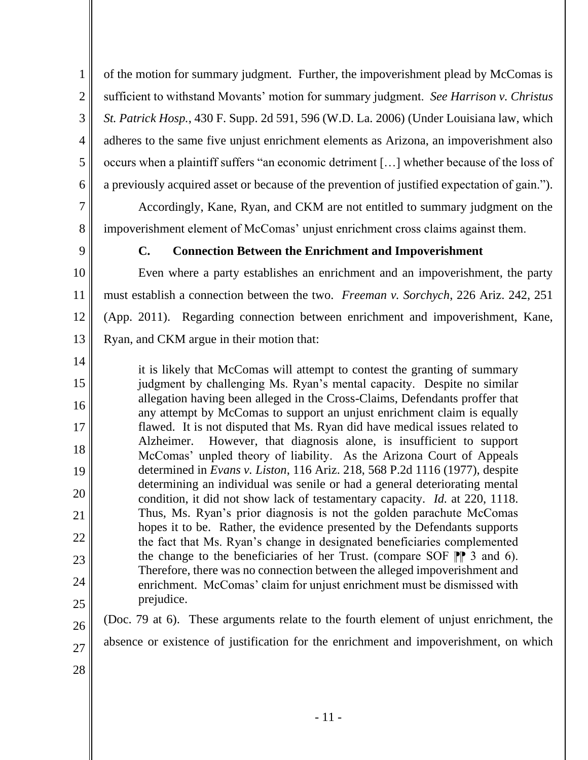of the motion for summary judgment. Further, the impoverishment plead by McComas is sufficient to withstand Movants' motion for summary judgment. *See Harrison v. Christus St. Patrick Hosp.*, 430 F. Supp. 2d 591, 596 (W.D. La. 2006) (Under Louisiana law, which adheres to the same five unjust enrichment elements as Arizona, an impoverishment also occurs when a plaintiff suffers "an economic detriment […] whether because of the loss of a previously acquired asset or because of the prevention of justified expectation of gain.").

Accordingly, Kane, Ryan, and CKM are not entitled to summary judgment on the impoverishment element of McComas' unjust enrichment cross claims against them.

### C. Connection Between the Enrichment and Impoverishment

Even where a party establishes an enrichment and an impoverishment, the party must establish a connection between the two. *Freeman v. Sorchych*, 226 Ariz. 242, 251 (App. 2011). Regarding connection between enrichment and impoverishment, Kane, Ryan, and CKM argue in their motion that:

> it is likely that McComas will attempt to contest the granting of summary judgment by challenging Ms. Ryan's mental capacity. Despite no similar allegation having been alleged in the Cross-Claims, Defendants proffer that any attempt by McComas to support an unjust enrichment claim is equally flawed. It is not disputed that Ms. Ryan did have medical issues related to Alzheimer. However, that diagnosis alone, is insufficient to support McComas' unpled theory of liability. As the Arizona Court of Appeals determined in *Evans v. Liston*, 116 Ariz. 218, 568 P.2d 1116 (1977), despite determining an individual was senile or had a general deteriorating mental condition, it did not show lack of testamentary capacity. *Id.* at 220, 1118. Thus, Ms. Ryan's prior diagnosis is not the golden parachute McComas hopes it to be. Rather, the evidence presented by the Defendants supports the fact that Ms. Ryan's change in designated beneficiaries complemented the change to the beneficiaries of her Trust. (compare SOF ¶¶ 3 and 6). Therefore, there was no connection between the alleged impoverishment and enrichment. McComas' claim for unjust enrichment must be dismissed with prejudice.

(Doc. 79 at 6). These arguments relate to the fourth element of unjust enrichment, the absence or existence of justification for the enrichment and impoverishment, on which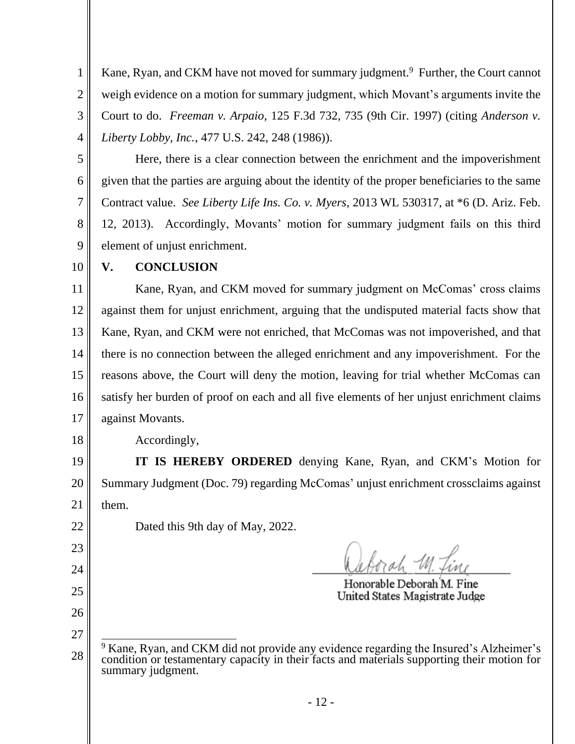Kane, Ryan, and CKM have not moved for summary judgment.[9] Further, the Court cannot weigh evidence on a motion for summary judgment, which Movant's arguments invite the Court to do. *Freeman v. Arpaio*, 125 F.3d 732, 735 (9th Cir. 1997) (citing *Anderson v. Liberty Lobby, Inc.*, 477 U.S. 242, 248 (1986)).

Here, there is a clear connection between the enrichment and the impoverishment given that the parties are arguing about the identity of the proper beneficiaries to the same Contract value. *See Liberty Life Ins. Co. v. Myers*, 2013 WL 530317, at *6 (D. Ariz. Feb. 12, 2013). Accordingly, Movants' motion for summary judgment fails on this third element of unjust enrichment.

## V. CONCLUSION

Kane, Ryan, and CKM moved for summary judgment on McComas' cross claims against them for unjust enrichment, arguing that the undisputed material facts show that Kane, Ryan, and CKM were not enriched, that McComas was not impoverished, and that there is no connection between the alleged enrichment and any impoverishment. For the reasons above, the Court will deny the motion, leaving for trial whether McComas can satisfy her burden of proof on each and all five elements of her unjust enrichment claims against Movants.

Accordingly,

**IT IS HEREBY ORDERED** denying Kane, Ryan, and CKM's Motion for Summary Judgment (Doc. 79) regarding McComas' unjust enrichment crossclaims against them.

Dated this 9th day of May, 2022.

Honorable Deborah M. Fine
United States Magistrate Judge

---

[9] Kane, Ryan, and CKM did not provide any evidence regarding the Insured's Alzheimer's condition or testamentary capacity in their facts and materials supporting their motion for summary judgment.